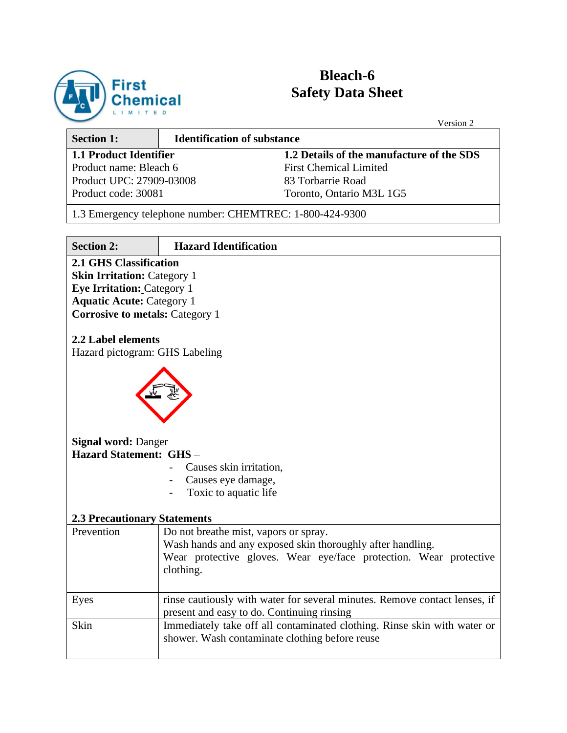# Bleach-6
# Safety Data Sheet

Version 2

| Section 1: | Identification of substance |
|---|---|
| **1.1 Product Identifier**<br>Product name: Bleach 6<br>Product UPC: 27909-03008<br>Product code: 30081 | **1.2 Details of the manufacture of the SDS**<br>First Chemical Limited<br>83 Torbarrie Road<br>Toronto, Ontario M3L 1G5 |
| 1.3 Emergency telephone number: CHEMTREC: 1-800-424-9300 | |

| Section 2: | Hazard Identification |
|---|---|

**2.1 GHS Classification**
**Skin Irritation:** Category 1
**Eye Irritation:** Category 1
**Aquatic Acute:** Category 1
**Corrosive to metals:** Category 1

**2.2 Label elements**
Hazard pictogram: GHS Labeling

**Signal word:** Danger
**Hazard Statement: GHS** –

- Causes skin irritation,
- Causes eye damage,
- Toxic to aquatic life

**2.3 Precautionary Statements**

| | |
|---|---|
| Prevention | Do not breathe mist, vapors or spray.<br>Wash hands and any exposed skin thoroughly after handling.<br>Wear protective gloves. Wear eye/face protection. Wear protective clothing. |
| Eyes | rinse cautiously with water for several minutes. Remove contact lenses, if present and easy to do. Continuing rinsing |
| Skin | Immediately take off all contaminated clothing. Rinse skin with water or shower. Wash contaminate clothing before reuse |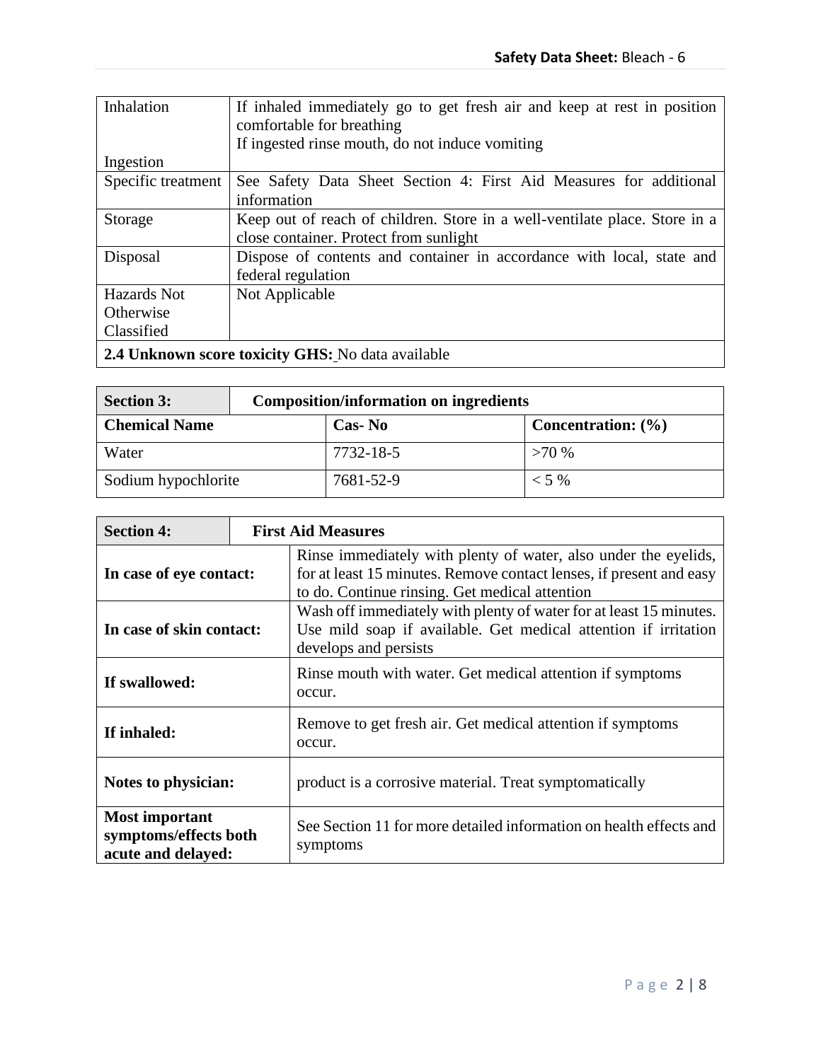| Inhalation<br><br>Ingestion | If inhaled immediately go to get fresh air and keep at rest in position comfortable for breathing<br>If ingested rinse mouth, do not induce vomiting |
|---|---|
| Specific treatment | See Safety Data Sheet Section 4: First Aid Measures for additional information |
| Storage | Keep out of reach of children. Store in a well-ventilate place. Store in a close container. Protect from sunlight |
| Disposal | Dispose of contents and container in accordance with local, state and federal regulation |
| Hazards Not Otherwise Classified | Not Applicable |
| **2.4 Unknown score toxicity GHS:** No data available | |

| **Section 3:** | **Composition/information on ingredients** | |
|---|---|---|
| **Chemical Name** | **Cas- No** | **Concentration: (%)** |
| Water | 7732-18-5 | >70 % |
| Sodium hypochlorite | 7681-52-9 | < 5 % |

| **Section 4:** | **First Aid Measures** |
|---|---|
| **In case of eye contact:** | Rinse immediately with plenty of water, also under the eyelids, for at least 15 minutes. Remove contact lenses, if present and easy to do. Continue rinsing. Get medical attention |
| **In case of skin contact:** | Wash off immediately with plenty of water for at least 15 minutes. Use mild soap if available. Get medical attention if irritation develops and persists |
| **If swallowed:** | Rinse mouth with water. Get medical attention if symptoms occur. |
| **If inhaled:** | Remove to get fresh air. Get medical attention if symptoms occur. |
| **Notes to physician:** | product is a corrosive material. Treat symptomatically |
| **Most important symptoms/effects both acute and delayed:** | See Section 11 for more detailed information on health effects and symptoms |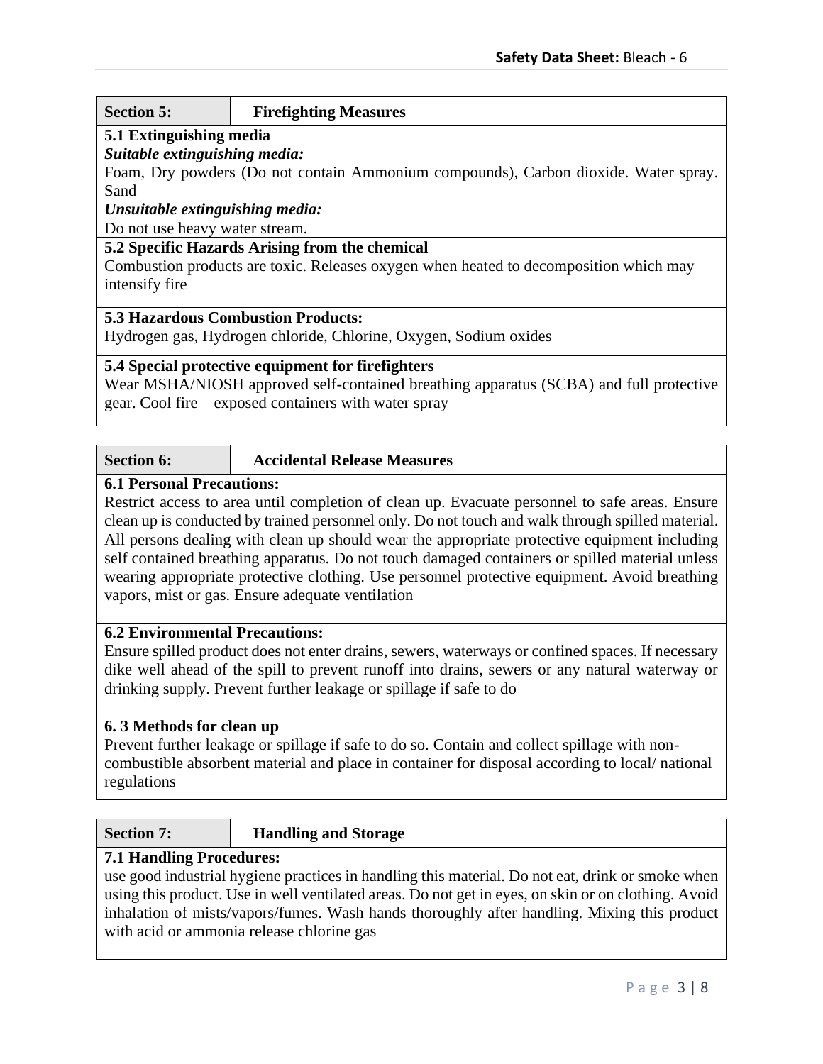## Section 5: Firefighting Measures

### 5.1 Extinguishing media

***Suitable extinguishing media:***

Foam, Dry powders (Do not contain Ammonium compounds), Carbon dioxide. Water spray. Sand

***Unsuitable extinguishing media:***

Do not use heavy water stream.

### 5.2 Specific Hazards Arising from the chemical

Combustion products are toxic. Releases oxygen when heated to decomposition which may intensify fire

### 5.3 Hazardous Combustion Products:

Hydrogen gas, Hydrogen chloride, Chlorine, Oxygen, Sodium oxides

### 5.4 Special protective equipment for firefighters

Wear MSHA/NIOSH approved self-contained breathing apparatus (SCBA) and full protective gear. Cool fire—exposed containers with water spray

## Section 6: Accidental Release Measures

### 6.1 Personal Precautions:

Restrict access to area until completion of clean up. Evacuate personnel to safe areas. Ensure clean up is conducted by trained personnel only. Do not touch and walk through spilled material. All persons dealing with clean up should wear the appropriate protective equipment including self contained breathing apparatus. Do not touch damaged containers or spilled material unless wearing appropriate protective clothing. Use personnel protective equipment. Avoid breathing vapors, mist or gas. Ensure adequate ventilation

### 6.2 Environmental Precautions:

Ensure spilled product does not enter drains, sewers, waterways or confined spaces. If necessary dike well ahead of the spill to prevent runoff into drains, sewers or any natural waterway or drinking supply. Prevent further leakage or spillage if safe to do

### 6. 3 Methods for clean up

Prevent further leakage or spillage if safe to do so. Contain and collect spillage with non-combustible absorbent material and place in container for disposal according to local/ national regulations

## Section 7: Handling and Storage

### 7.1 Handling Procedures:

use good industrial hygiene practices in handling this material. Do not eat, drink or smoke when using this product. Use in well ventilated areas. Do not get in eyes, on skin or on clothing. Avoid inhalation of mists/vapors/fumes. Wash hands thoroughly after handling. Mixing this product with acid or ammonia release chlorine gas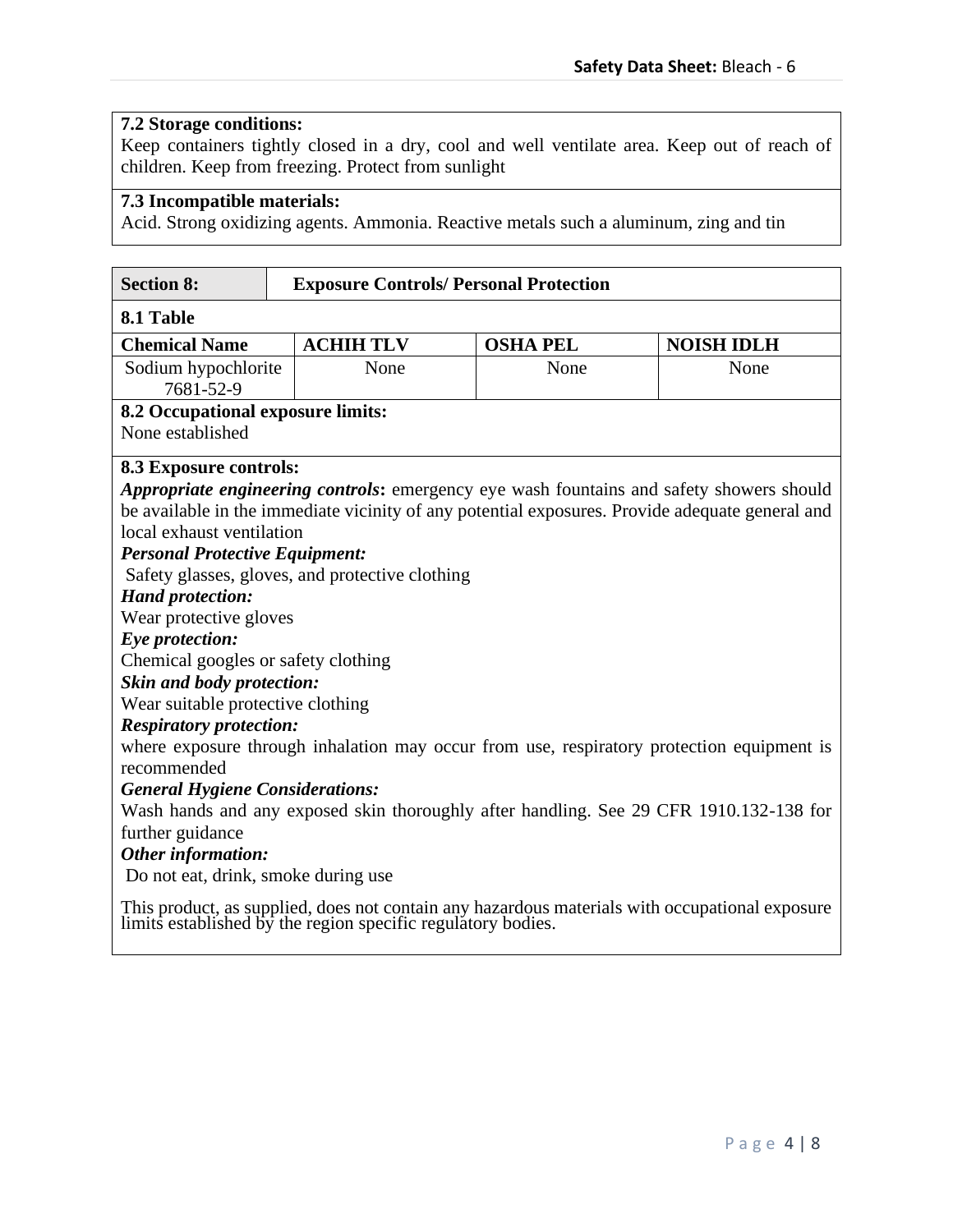**7.2 Storage conditions:**
Keep containers tightly closed in a dry, cool and well ventilate area. Keep out of reach of children. Keep from freezing. Protect from sunlight

**7.3 Incompatible materials:**
Acid. Strong oxidizing agents. Ammonia. Reactive metals such a aluminum, zing and tin

## Section 8: Exposure Controls/ Personal Protection

**8.1 Table**

| Chemical Name | ACHIH TLV | OSHA PEL | NOISH IDLH |
|---|---|---|---|
| Sodium hypochlorite 7681-52-9 | None | None | None |

**8.2 Occupational exposure limits:**
None established

**8.3 Exposure controls:**
***Appropriate engineering controls*:** emergency eye wash fountains and safety showers should be available in the immediate vicinity of any potential exposures. Provide adequate general and local exhaust ventilation

***Personal Protective Equipment:***
Safety glasses, gloves, and protective clothing

***Hand protection:***
Wear protective gloves

***Eye protection:***
Chemical googles or safety clothing

***Skin and body protection:***
Wear suitable protective clothing

***Respiratory protection:***
where exposure through inhalation may occur from use, respiratory protection equipment is recommended

***General Hygiene Considerations:***
Wash hands and any exposed skin thoroughly after handling. See 29 CFR 1910.132-138 for further guidance

***Other information:***
Do not eat, drink, smoke during use

This product, as supplied, does not contain any hazardous materials with occupational exposure limits established by the region specific regulatory bodies.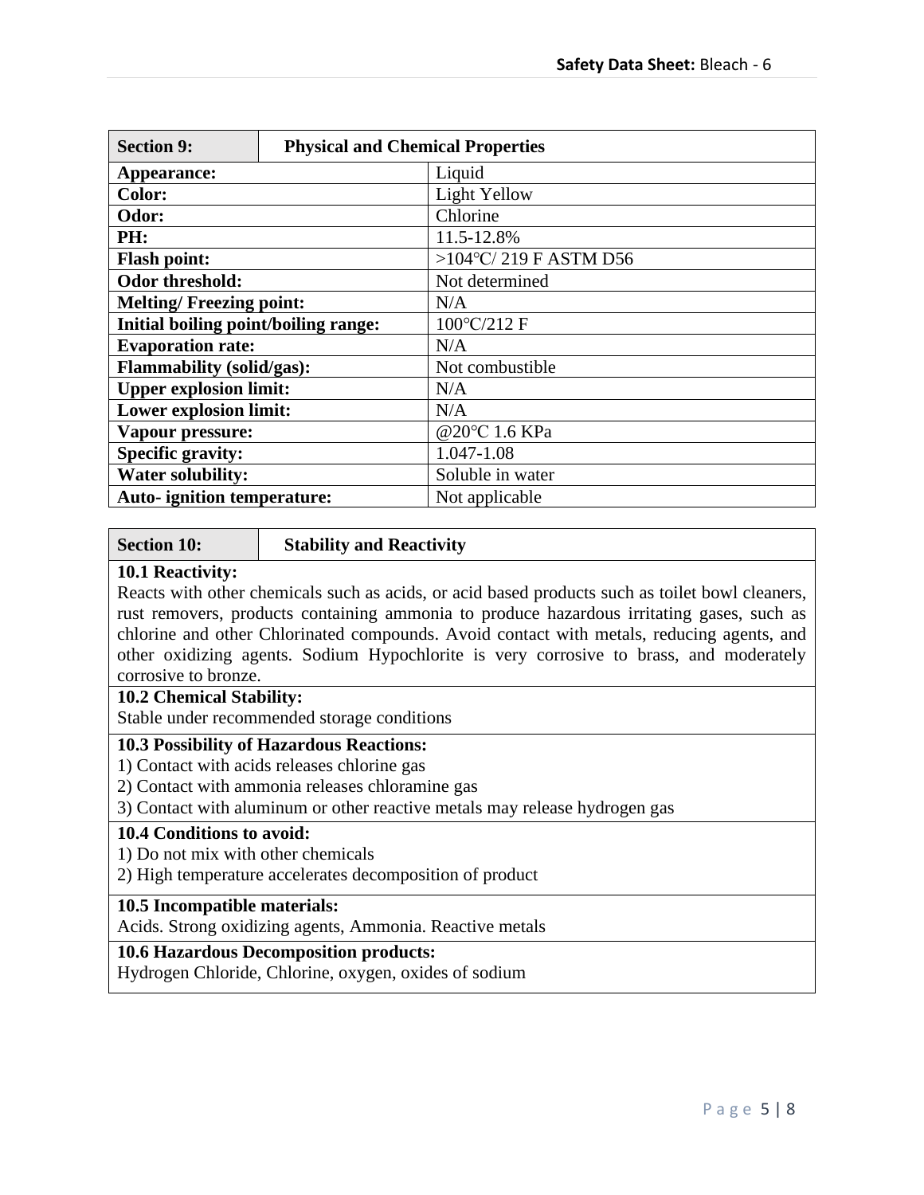| Section 9: | Physical and Chemical Properties |
|---|---|
| **Appearance:** | Liquid |
| **Color:** | Light Yellow |
| **Odor:** | Chlorine |
| **PH:** | 11.5-12.8% |
| **Flash point:** | >104℃/ 219 F ASTM D56 |
| **Odor threshold:** | Not determined |
| **Melting/ Freezing point:** | N/A |
| **Initial boiling point/boiling range:** | 100℃/212 F |
| **Evaporation rate:** | N/A |
| **Flammability (solid/gas):** | Not combustible |
| **Upper explosion limit:** | N/A |
| **Lower explosion limit:** | N/A |
| **Vapour pressure:** | @20℃ 1.6 KPa |
| **Specific gravity:** | 1.047-1.08 |
| **Water solubility:** | Soluble in water |
| **Auto- ignition temperature:** | Not applicable |

## Section 10: Stability and Reactivity

**10.1 Reactivity:**

Reacts with other chemicals such as acids, or acid based products such as toilet bowl cleaners, rust removers, products containing ammonia to produce hazardous irritating gases, such as chlorine and other Chlorinated compounds. Avoid contact with metals, reducing agents, and other oxidizing agents. Sodium Hypochlorite is very corrosive to brass, and moderately corrosive to bronze.

**10.2 Chemical Stability:**

Stable under recommended storage conditions

**10.3 Possibility of Hazardous Reactions:**

1) Contact with acids releases chlorine gas
2) Contact with ammonia releases chloramine gas
3) Contact with aluminum or other reactive metals may release hydrogen gas

**10.4 Conditions to avoid:**

1) Do not mix with other chemicals
2) High temperature accelerates decomposition of product

**10.5 Incompatible materials:**

Acids. Strong oxidizing agents, Ammonia. Reactive metals

**10.6 Hazardous Decomposition products:**

Hydrogen Chloride, Chlorine, oxygen, oxides of sodium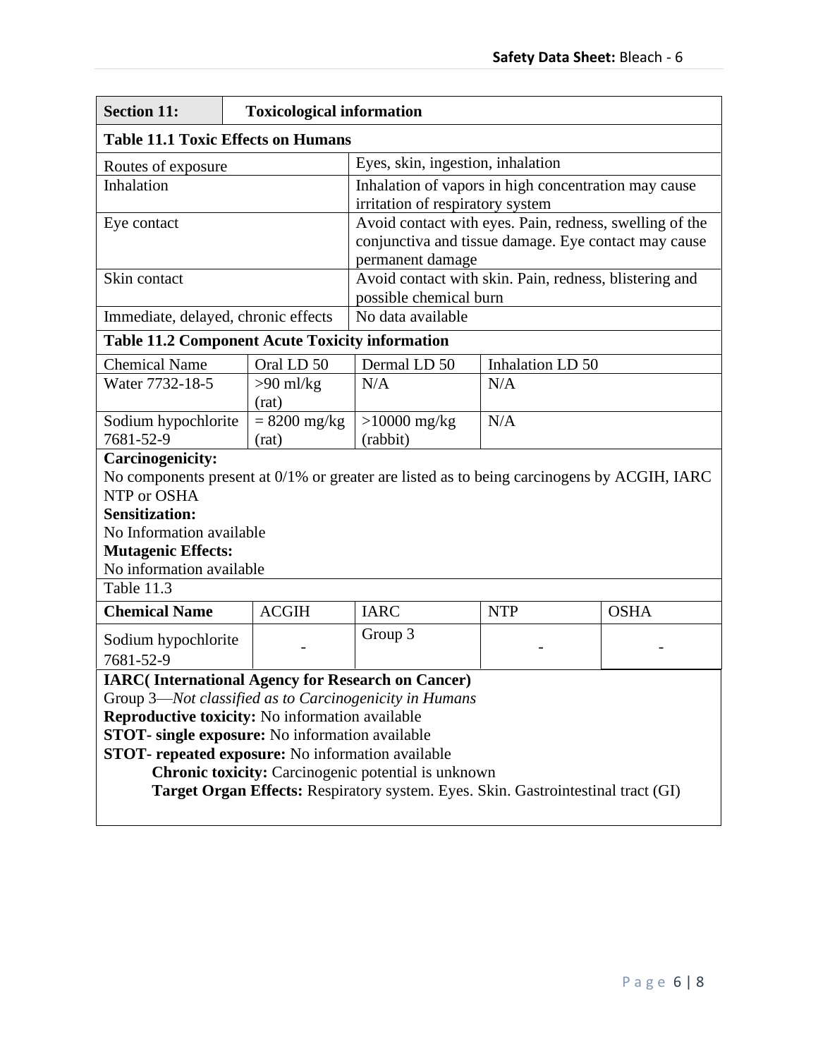## Section 11: Toxicological information

**Table 11.1 Toxic Effects on Humans**

| | |
|---|---|
| Routes of exposure | Eyes, skin, ingestion, inhalation |
| Inhalation | Inhalation of vapors in high concentration may cause irritation of respiratory system |
| Eye contact | Avoid contact with eyes. Pain, redness, swelling of the conjunctiva and tissue damage. Eye contact may cause permanent damage |
| Skin contact | Avoid contact with skin. Pain, redness, blistering and possible chemical burn |
| Immediate, delayed, chronic effects | No data available |

**Table 11.2 Component Acute Toxicity information**

| Chemical Name | Oral LD 50 | Dermal LD 50 | Inhalation LD 50 |
|---|---|---|---|
| Water 7732-18-5 | >90 ml/kg (rat) | N/A | N/A |
| Sodium hypochlorite 7681-52-9 | = 8200 mg/kg (rat) | >10000 mg/kg (rabbit) | N/A |

**Carcinogenicity:**
No components present at 0/1% or greater are listed as to being carcinogens by ACGIH, IARC NTP or OSHA

**Sensitization:**
No Information available

**Mutagenic Effects:**
No information available

Table 11.3

| **Chemical Name** | ACGIH | IARC | NTP | OSHA |
|---|---|---|---|---|
| Sodium hypochlorite 7681-52-9 | - | Group 3 | - | - |

**IARC( International Agency for Research on Cancer)**
Group 3—*Not classified as to Carcinogenicity in Humans*

**Reproductive toxicity:** No information available

**STOT- single exposure:** No information available

**STOT- repeated exposure:** No information available

**Chronic toxicity:** Carcinogenic potential is unknown

**Target Organ Effects:** Respiratory system. Eyes. Skin. Gastrointestinal tract (GI)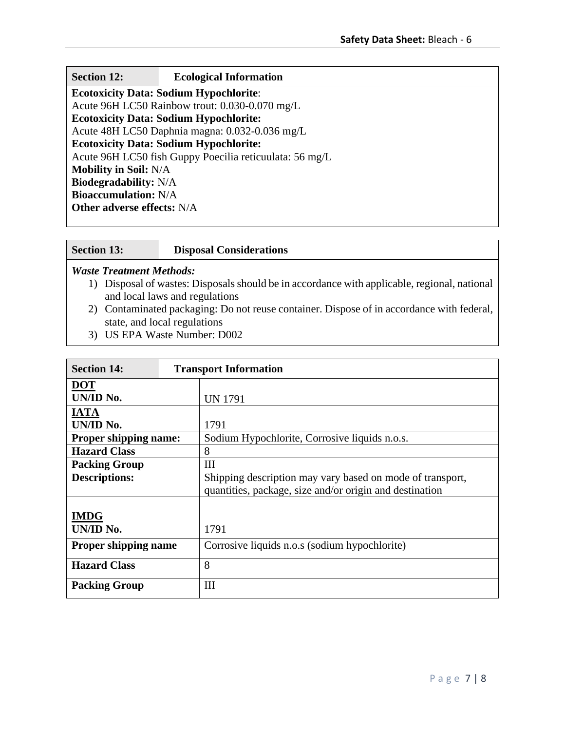## Section 12: Ecological Information

**Ecotoxicity Data: Sodium Hypochlorite**:
Acute 96H LC50 Rainbow trout: 0.030-0.070 mg/L
**Ecotoxicity Data: Sodium Hypochlorite:**
Acute 48H LC50 Daphnia magna: 0.032-0.036 mg/L
**Ecotoxicity Data: Sodium Hypochlorite:**
Acute 96H LC50 fish Guppy Poecilia reticuulata: 56 mg/L
**Mobility in Soil:** N/A
**Biodegradability:** N/A
**Bioaccumulation:** N/A
**Other adverse effects:** N/A

## Section 13: Disposal Considerations

***Waste Treatment Methods:***

1) Disposal of wastes: Disposals should be in accordance with applicable, regional, national and local laws and regulations
2) Contaminated packaging: Do not reuse container. Dispose of in accordance with federal, state, and local regulations
3) US EPA Waste Number: D002

## Section 14: Transport Information

| | |
|---|---|
| **DOT** | |
| **UN/ID No.** | UN 1791 |
| **IATA** | |
| **UN/ID No.** | 1791 |
| **Proper shipping name:** | Sodium Hypochlorite, Corrosive liquids n.o.s. |
| **Hazard Class** | 8 |
| **Packing Group** | III |
| **Descriptions:** | Shipping description may vary based on mode of transport, quantities, package, size and/or origin and destination |
| **IMDG** | |
| **UN/ID No.** | 1791 |
| **Proper shipping name** | Corrosive liquids n.o.s (sodium hypochlorite) |
| **Hazard Class** | 8 |
| **Packing Group** | III |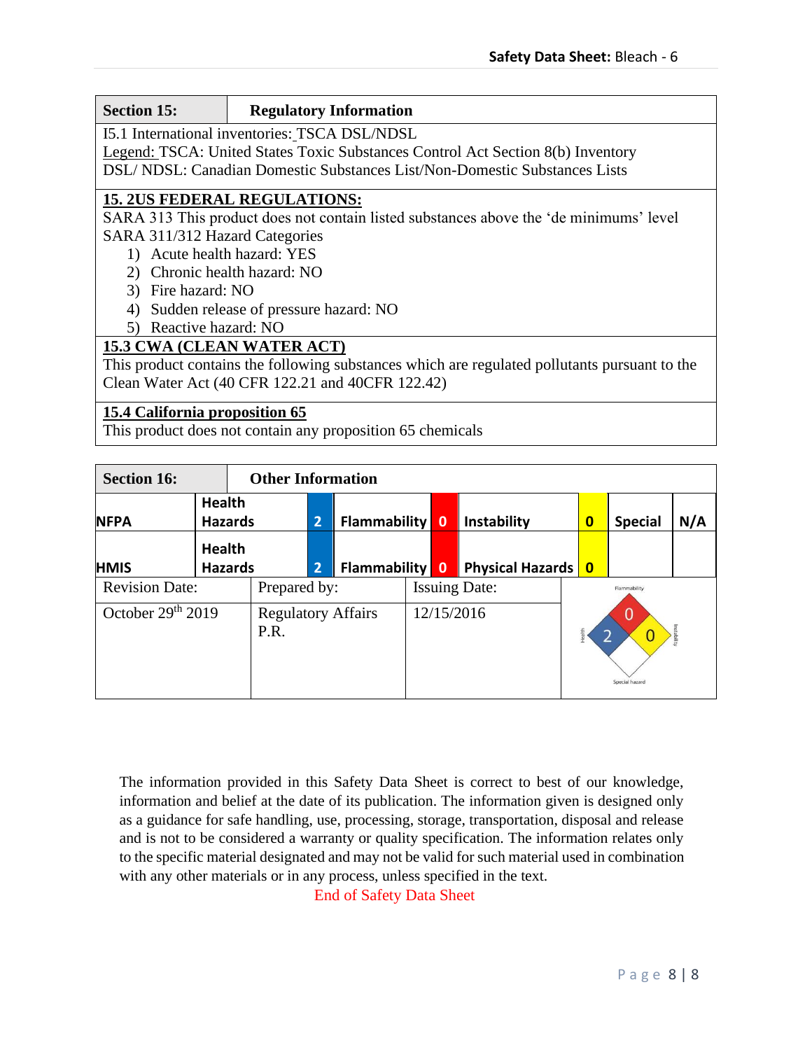| Section 15: | Regulatory Information |
|---|---|

I5.1 International inventories: TSCA DSL/NDSL
Legend: TSCA: United States Toxic Substances Control Act Section 8(b) Inventory
DSL/ NDSL: Canadian Domestic Substances List/Non-Domestic Substances Lists

**15. 2US FEDERAL REGULATIONS:**
SARA 313 This product does not contain listed substances above the 'de minimums' level
SARA 311/312 Hazard Categories

1) Acute health hazard: YES
2) Chronic health hazard: NO
3) Fire hazard: NO
4) Sudden release of pressure hazard: NO
5) Reactive hazard: NO

**15.3 CWA (CLEAN WATER ACT)**
This product contains the following substances which are regulated pollutants pursuant to the Clean Water Act (40 CFR 122.21 and 40CFR 122.42)

**15.4 California proposition 65**
This product does not contain any proposition 65 chemicals

| Section 16: | Other Information |
|---|---|

| | | | | | | | | | |
|---|---|---|---|---|---|---|---|---|---|
| **NFPA** | **Health Hazards** | **2** | **Flammability** | **0** | **Instability** | **0** | **Special** | **N/A** |
| **HMIS** | **Health Hazards** | **2** | **Flammability** | **0** | **Physical Hazards** | **0** | | |

| Revision Date: | Prepared by: | Issuing Date: | |
|---|---|---|---|
| October 29th 2019 | Regulatory Affairs P.R. | 12/15/2016 | Flammability 0, Health 2, Instability 0, Special hazard |

The information provided in this Safety Data Sheet is correct to best of our knowledge, information and belief at the date of its publication. The information given is designed only as a guidance for safe handling, use, processing, storage, transportation, disposal and release and is not to be considered a warranty or quality specification. The information relates only to the specific material designated and may not be valid for such material used in combination with any other materials or in any process, unless specified in the text.

End of Safety Data Sheet